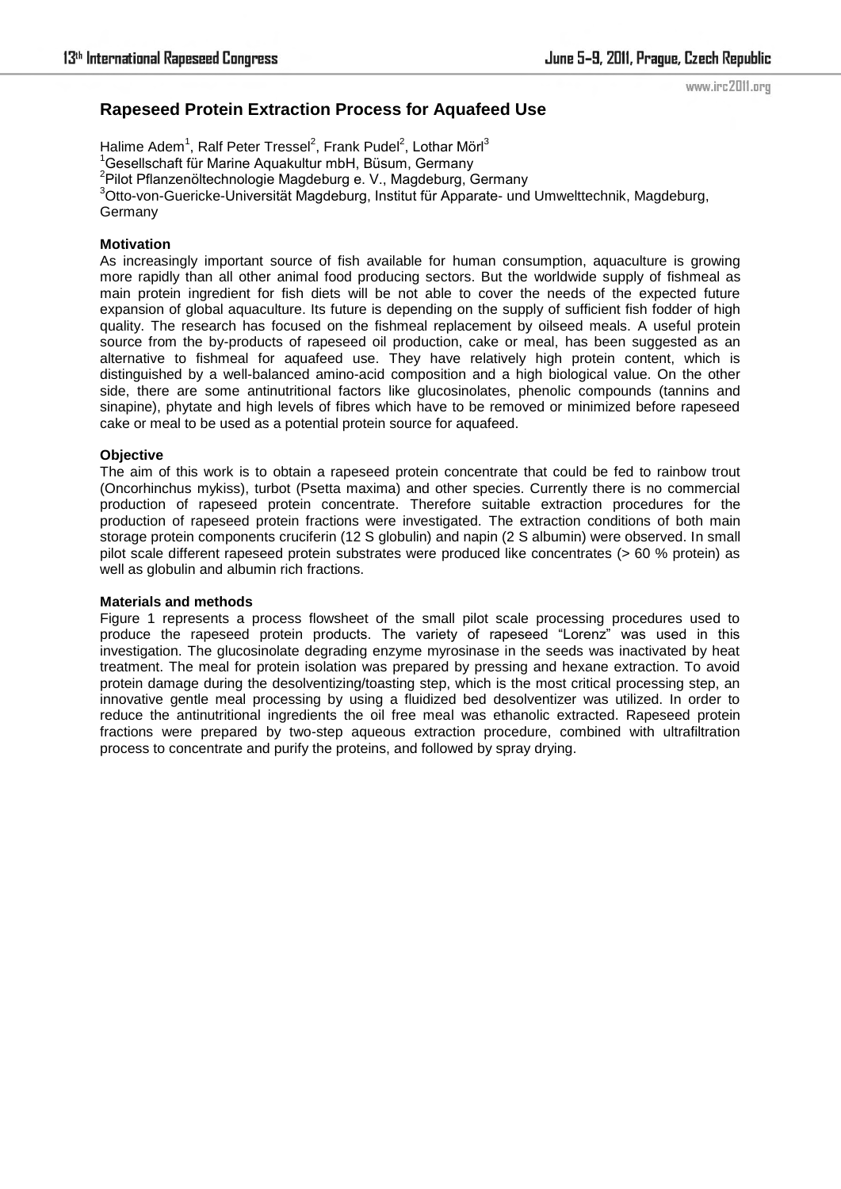# Rapeseed Protein Extraction Process for Aquafeed Use

Halime Adem[1], Ralf Peter Tressel[2], Frank Pudel[2], Lothar Mörl[3]

[1]Gesellschaft für Marine Aquakultur mbH, Büsum, Germany

[2]Pilot Pflanzenöltechnologie Magdeburg e. V., Magdeburg, Germany

[3]Otto-von-Guericke-Universität Magdeburg, Institut für Apparate- und Umwelttechnik, Magdeburg, Germany

## Motivation

As increasingly important source of fish available for human consumption, aquaculture is growing more rapidly than all other animal food producing sectors. But the worldwide supply of fishmeal as main protein ingredient for fish diets will be not able to cover the needs of the expected future expansion of global aquaculture. Its future is depending on the supply of sufficient fish fodder of high quality. The research has focused on the fishmeal replacement by oilseed meals. A useful protein source from the by-products of rapeseed oil production, cake or meal, has been suggested as an alternative to fishmeal for aquafeed use. They have relatively high protein content, which is distinguished by a well-balanced amino-acid composition and a high biological value. On the other side, there are some antinutritional factors like glucosinolates, phenolic compounds (tannins and sinapine), phytate and high levels of fibres which have to be removed or minimized before rapeseed cake or meal to be used as a potential protein source for aquafeed.

## Objective

The aim of this work is to obtain a rapeseed protein concentrate that could be fed to rainbow trout (Oncorhinchus mykiss), turbot (Psetta maxima) and other species. Currently there is no commercial production of rapeseed protein concentrate. Therefore suitable extraction procedures for the production of rapeseed protein fractions were investigated. The extraction conditions of both main storage protein components cruciferin (12 S globulin) and napin (2 S albumin) were observed. In small pilot scale different rapeseed protein substrates were produced like concentrates (> 60 % protein) as well as globulin and albumin rich fractions.

## Materials and methods

Figure 1 represents a process flowsheet of the small pilot scale processing procedures used to produce the rapeseed protein products. The variety of rapeseed "Lorenz" was used in this investigation. The glucosinolate degrading enzyme myrosinase in the seeds was inactivated by heat treatment. The meal for protein isolation was prepared by pressing and hexane extraction. To avoid protein damage during the desolventizing/toasting step, which is the most critical processing step, an innovative gentle meal processing by using a fluidized bed desolventizer was utilized. In order to reduce the antinutritional ingredients the oil free meal was ethanolic extracted. Rapeseed protein fractions were prepared by two-step aqueous extraction procedure, combined with ultrafiltration process to concentrate and purify the proteins, and followed by spray drying.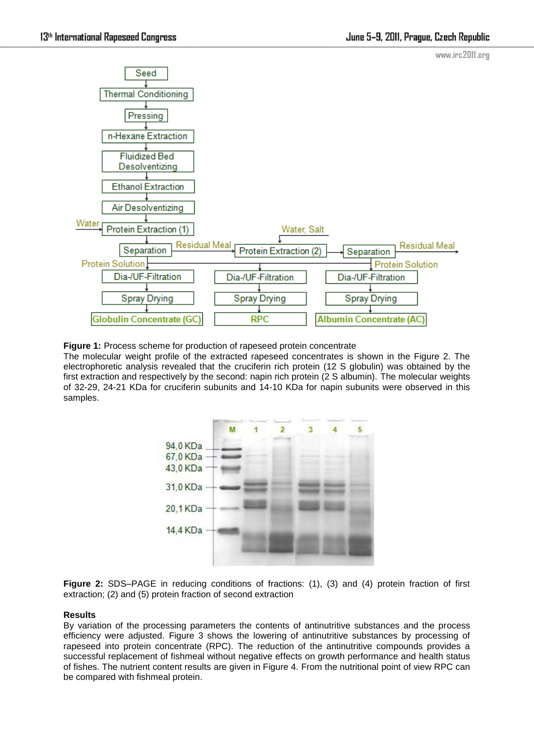**Figure 1:** Process scheme for production of rapeseed protein concentrate

The molecular weight profile of the extracted rapeseed concentrates is shown in the Figure 2. The electrophoretic analysis revealed that the cruciferin rich protein (12 S globulin) was obtained by the first extraction and respectively by the second: napin rich protein (2 S albumin). The molecular weights of 32-29, 24-21 KDa for cruciferin subunits and 14-10 KDa for napin subunits were observed in this samples.

**Figure 2:** SDS–PAGE in reducing conditions of fractions: (1), (3) and (4) protein fraction of first extraction; (2) and (5) protein fraction of second extraction

**Results**

By variation of the processing parameters the contents of antinutritive substances and the process efficiency were adjusted. Figure 3 shows the lowering of antinutritive substances by processing of rapeseed into protein concentrate (RPC). The reduction of the antinutritive compounds provides a successful replacement of fishmeal without negative effects on growth performance and health status of fishes. The nutrient content results are given in Figure 4. From the nutritional point of view RPC can be compared with fishmeal protein.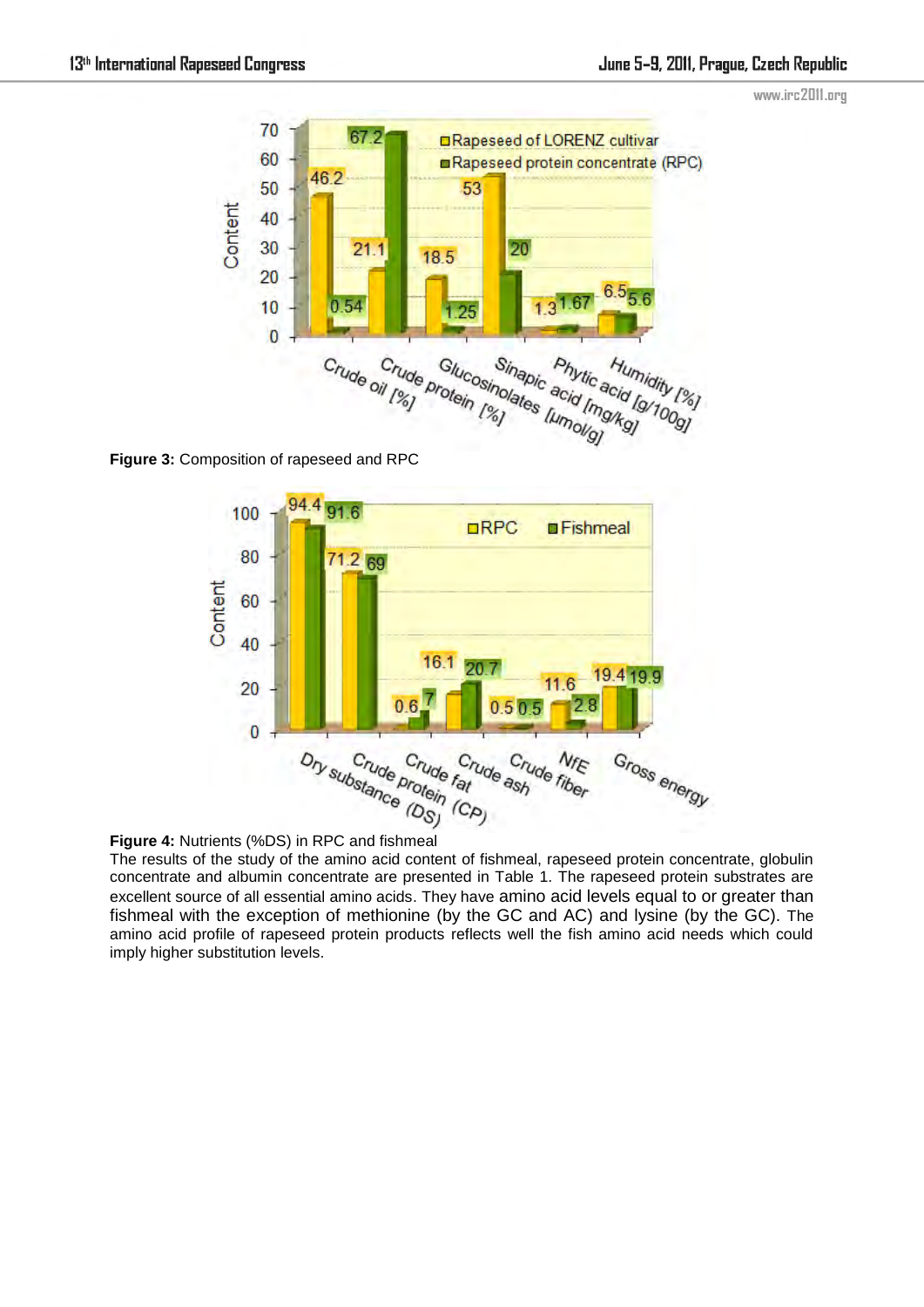**Figure 3:** Composition of rapeseed and RPC

**Figure 4:** Nutrients (%DS) in RPC and fishmeal

The results of the study of the amino acid content of fishmeal, rapeseed protein concentrate, globulin concentrate and albumin concentrate are presented in Table 1. The rapeseed protein substrates are excellent source of all essential amino acids. They have amino acid levels equal to or greater than fishmeal with the exception of methionine (by the GC and AC) and lysine (by the GC). The amino acid profile of rapeseed protein products reflects well the fish amino acid needs which could imply higher substitution levels.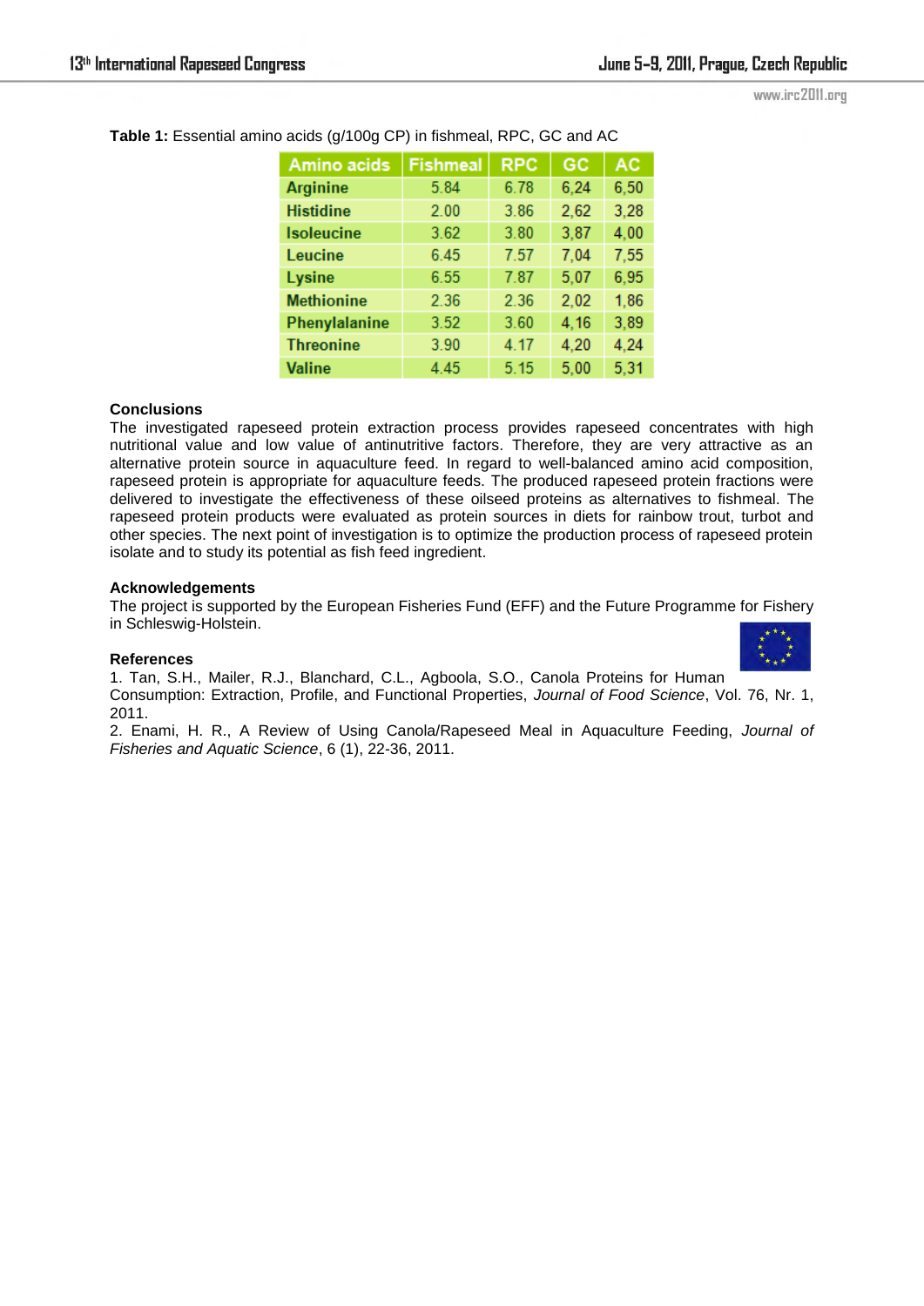**Table 1:** Essential amino acids (g/100g CP) in fishmeal, RPC, GC and AC

| Amino acids | Fishmeal | RPC | GC | AC |
|---|---|---|---|---|
| Arginine | 5.84 | 6.78 | 6,24 | 6,50 |
| Histidine | 2.00 | 3.86 | 2,62 | 3,28 |
| Isoleucine | 3.62 | 3.80 | 3,87 | 4,00 |
| Leucine | 6.45 | 7.57 | 7,04 | 7,55 |
| Lysine | 6.55 | 7.87 | 5,07 | 6,95 |
| Methionine | 2.36 | 2.36 | 2,02 | 1,86 |
| Phenylalanine | 3.52 | 3.60 | 4,16 | 3,89 |
| Threonine | 3.90 | 4.17 | 4,20 | 4,24 |
| Valine | 4.45 | 5.15 | 5,00 | 5,31 |

## Conclusions

The investigated rapeseed protein extraction process provides rapeseed concentrates with high nutritional value and low value of antinutritive factors. Therefore, they are very attractive as an alternative protein source in aquaculture feed. In regard to well-balanced amino acid composition, rapeseed protein is appropriate for aquaculture feeds. The produced rapeseed protein fractions were delivered to investigate the effectiveness of these oilseed proteins as alternatives to fishmeal. The rapeseed protein products were evaluated as protein sources in diets for rainbow trout, turbot and other species. The next point of investigation is to optimize the production process of rapeseed protein isolate and to study its potential as fish feed ingredient.

## Acknowledgements

The project is supported by the European Fisheries Fund (EFF) and the Future Programme for Fishery in Schleswig-Holstein.

## References

1. Tan, S.H., Mailer, R.J., Blanchard, C.L., Agboola, S.O., Canola Proteins for Human Consumption: Extraction, Profile, and Functional Properties, *Journal of Food Science*, Vol. 76, Nr. 1, 2011.
2. Enami, H. R., A Review of Using Canola/Rapeseed Meal in Aquaculture Feeding, *Journal of Fisheries and Aquatic Science*, 6 (1), 22-36, 2011.